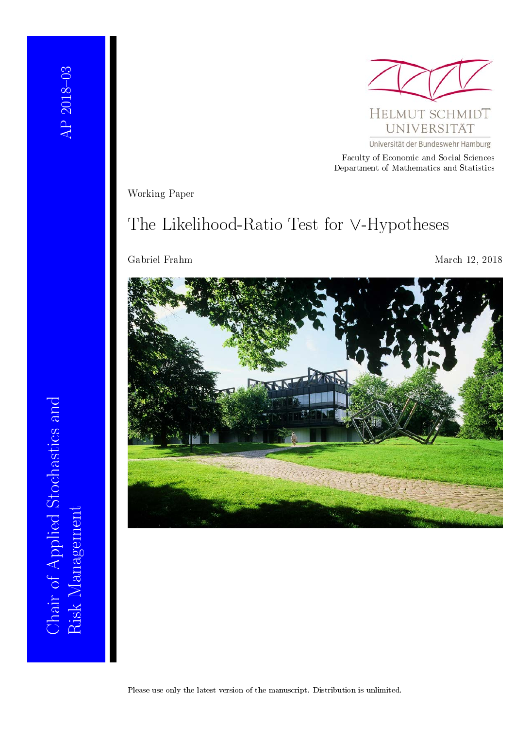AP 2018–03

Chair of Applied Stochastics and Risk Management

HELMUT SCHMIDT UNIVERSITÄT

Universität der Bundeswehr Hamburg

Faculty of Economic and Social Sciences
Department of Mathematics and Statistics

Working Paper

# The Likelihood-Ratio Test for ∨-Hypotheses

Gabriel Frahm

March 12, 2018

Please use only the latest version of the manuscript. Distribution is unlimited.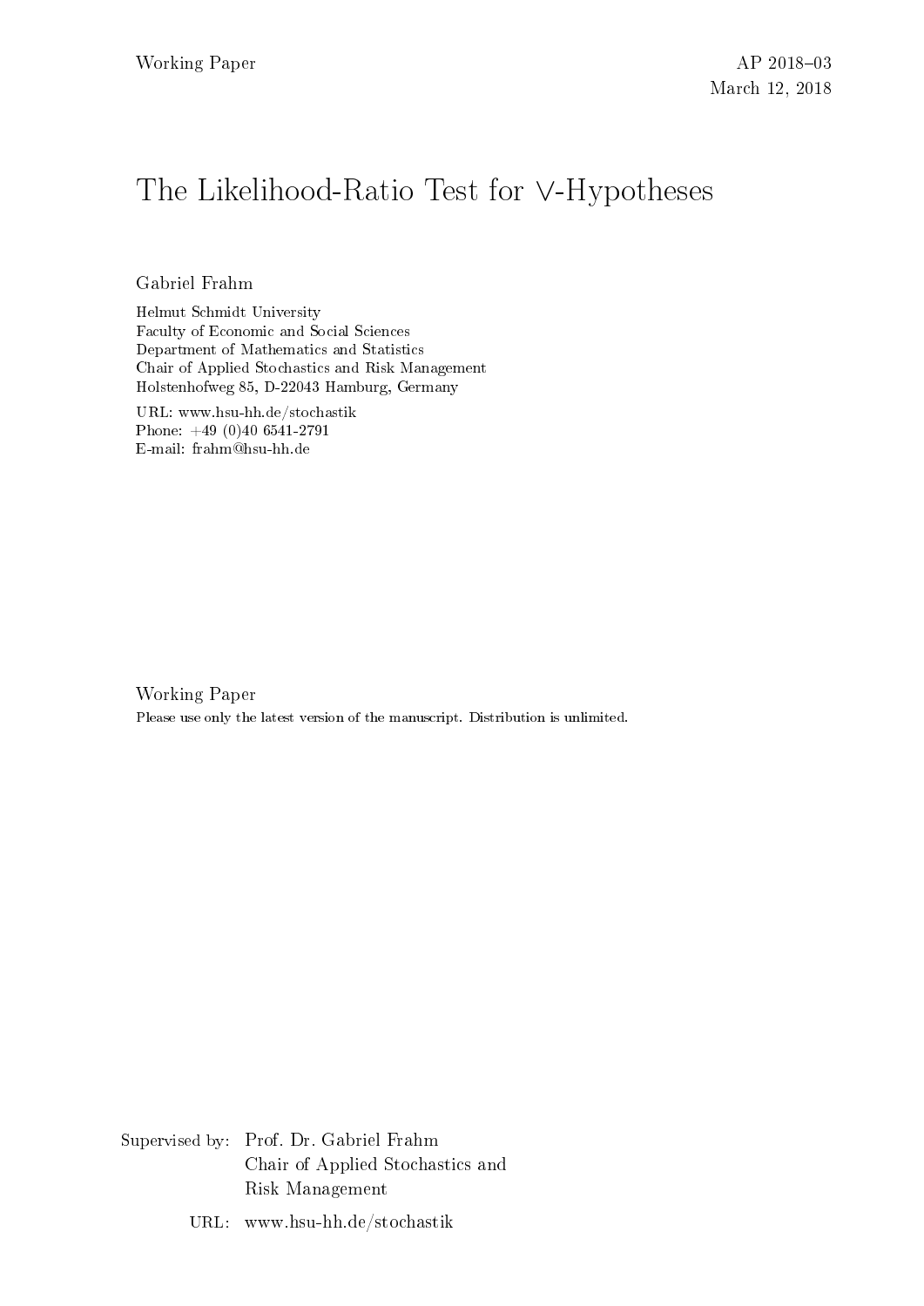Working Paper

AP 2018–03
March 12, 2018

# The Likelihood-Ratio Test for $\vee$-Hypotheses

Gabriel Frahm

Helmut Schmidt University
Faculty of Economic and Social Sciences
Department of Mathematics and Statistics
Chair of Applied Stochastics and Risk Management
Holstenhofweg 85, D-22043 Hamburg, Germany

URL: www.hsu-hh.de/stochastik
Phone: +49 (0)40 6541-2791
E-mail: frahm@hsu-hh.de

Working Paper

Please use only the latest version of the manuscript. Distribution is unlimited.

Supervised by: Prof. Dr. Gabriel Frahm
Chair of Applied Stochastics and Risk Management

URL: www.hsu-hh.de/stochastik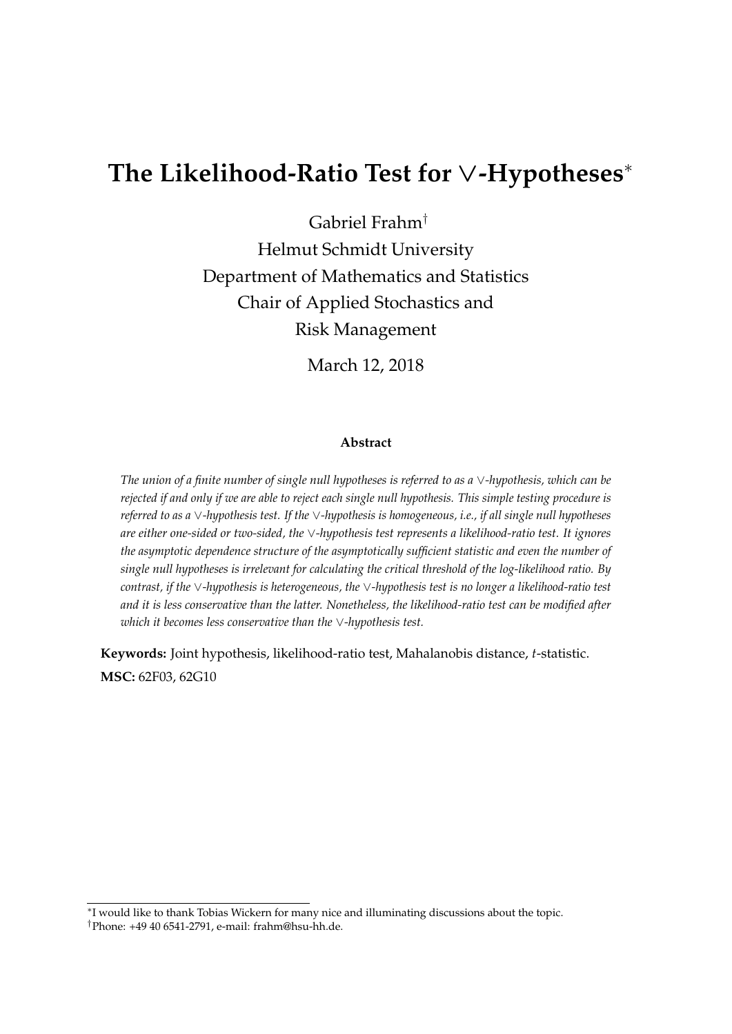# The Likelihood-Ratio Test for $\vee$-Hypotheses[*]

Gabriel Frahm[†]
Helmut Schmidt University
Department of Mathematics and Statistics
Chair of Applied Stochastics and
Risk Management

March 12, 2018

**Abstract**

*The union of a finite number of single null hypotheses is referred to as a $\vee$-hypothesis, which can be rejected if and only if we are able to reject each single null hypothesis. This simple testing procedure is referred to as a $\vee$-hypothesis test. If the $\vee$-hypothesis is homogeneous, i.e., if all single null hypotheses are either one-sided or two-sided, the $\vee$-hypothesis test represents a likelihood-ratio test. It ignores the asymptotic dependence structure of the asymptotically sufficient statistic and even the number of single null hypotheses is irrelevant for calculating the critical threshold of the log-likelihood ratio. By contrast, if the $\vee$-hypothesis is heterogeneous, the $\vee$-hypothesis test is no longer a likelihood-ratio test and it is less conservative than the latter. Nonetheless, the likelihood-ratio test can be modified after which it becomes less conservative than the $\vee$-hypothesis test.*

**Keywords:** Joint hypothesis, likelihood-ratio test, Mahalanobis distance, $t$-statistic.

**MSC:** 62F03, 62G10

[*] I would like to thank Tobias Wickern for many nice and illuminating discussions about the topic.

[†] Phone: +49 40 6541-2791, e-mail: frahm@hsu-hh.de.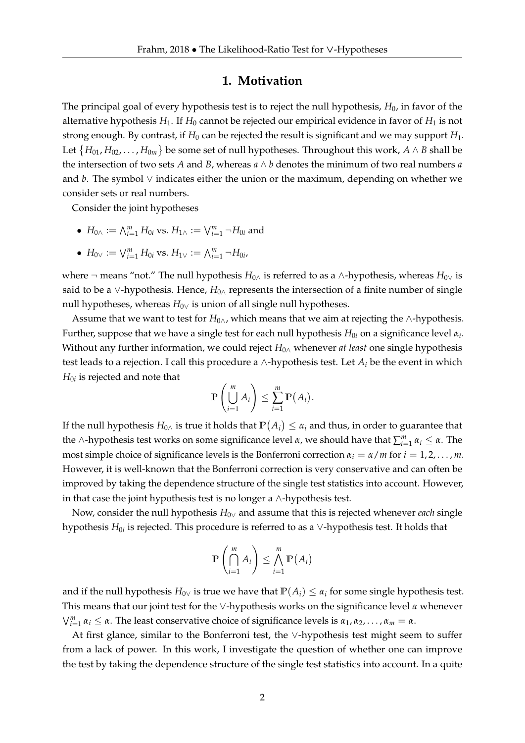## 1. Motivation

The principal goal of every hypothesis test is to reject the null hypothesis, $H_0$, in favor of the alternative hypothesis $H_1$. If $H_0$ cannot be rejected our empirical evidence in favor of $H_1$ is not strong enough. By contrast, if $H_0$ can be rejected the result is significant and we may support $H_1$. Let $\{H_{01}, H_{02}, \ldots, H_{0m}\}$ be some set of null hypotheses. Throughout this work, $A \wedge B$ shall be the intersection of two sets $A$ and $B$, whereas $a \wedge b$ denotes the minimum of two real numbers $a$ and $b$. The symbol $\vee$ indicates either the union or the maximum, depending on whether we consider sets or real numbers.

Consider the joint hypotheses

- $H_{0\wedge} := \bigwedge_{i=1}^{m} H_{0i}$ vs. $H_{1\wedge} := \bigvee_{i=1}^{m} \neg H_{0i}$ and
- $H_{0\vee} := \bigvee_{i=1}^{m} H_{0i}$ vs. $H_{1\vee} := \bigwedge_{i=1}^{m} \neg H_{0i}$,

where $\neg$ means "not." The null hypothesis $H_{0\wedge}$ is referred to as a $\wedge$-hypothesis, whereas $H_{0\vee}$ is said to be a $\vee$-hypothesis. Hence, $H_{0\wedge}$ represents the intersection of a finite number of single null hypotheses, whereas $H_{0\vee}$ is union of all single null hypotheses.

Assume that we want to test for $H_{0\wedge}$, which means that we aim at rejecting the $\wedge$-hypothesis. Further, suppose that we have a single test for each null hypothesis $H_{0i}$ on a significance level $\alpha_i$. Without any further information, we could reject $H_{0\wedge}$ whenever *at least* one single hypothesis test leads to a rejection. I call this procedure a $\wedge$-hypothesis test. Let $A_i$ be the event in which $H_{0i}$ is rejected and note that

$$\mathbb{P}\left(\bigcup_{i=1}^{m} A_i\right) \leq \sum_{i=1}^{m} \mathbb{P}(A_i).$$

If the null hypothesis $H_{0\wedge}$ is true it holds that $\mathbb{P}(A_i) \leq \alpha_i$ and thus, in order to guarantee that the $\wedge$-hypothesis test works on some significance level $\alpha$, we should have that $\sum_{i=1}^{m} \alpha_i \leq \alpha$. The most simple choice of significance levels is the Bonferroni correction $\alpha_i = \alpha/m$ for $i = 1, 2, \ldots, m$. However, it is well-known that the Bonferroni correction is very conservative and can often be improved by taking the dependence structure of the single test statistics into account. However, in that case the joint hypothesis test is no longer a $\wedge$-hypothesis test.

Now, consider the null hypothesis $H_{0\vee}$ and assume that this is rejected whenever *each* single hypothesis $H_{0i}$ is rejected. This procedure is referred to as a $\vee$-hypothesis test. It holds that

$$\mathbb{P}\left(\bigcap_{i=1}^{m} A_i\right) \leq \bigwedge_{i=1}^{m} \mathbb{P}(A_i)$$

and if the null hypothesis $H_{0\vee}$ is true we have that $\mathbb{P}(A_i) \leq \alpha_i$ for some single hypothesis test. This means that our joint test for the $\vee$-hypothesis works on the significance level $\alpha$ whenever $\bigvee_{i=1}^{m} \alpha_i \leq \alpha$. The least conservative choice of significance levels is $\alpha_1, \alpha_2, \ldots, \alpha_m = \alpha$.

At first glance, similar to the Bonferroni test, the $\vee$-hypothesis test might seem to suffer from a lack of power. In this work, I investigate the question of whether one can improve the test by taking the dependence structure of the single test statistics into account. In a quite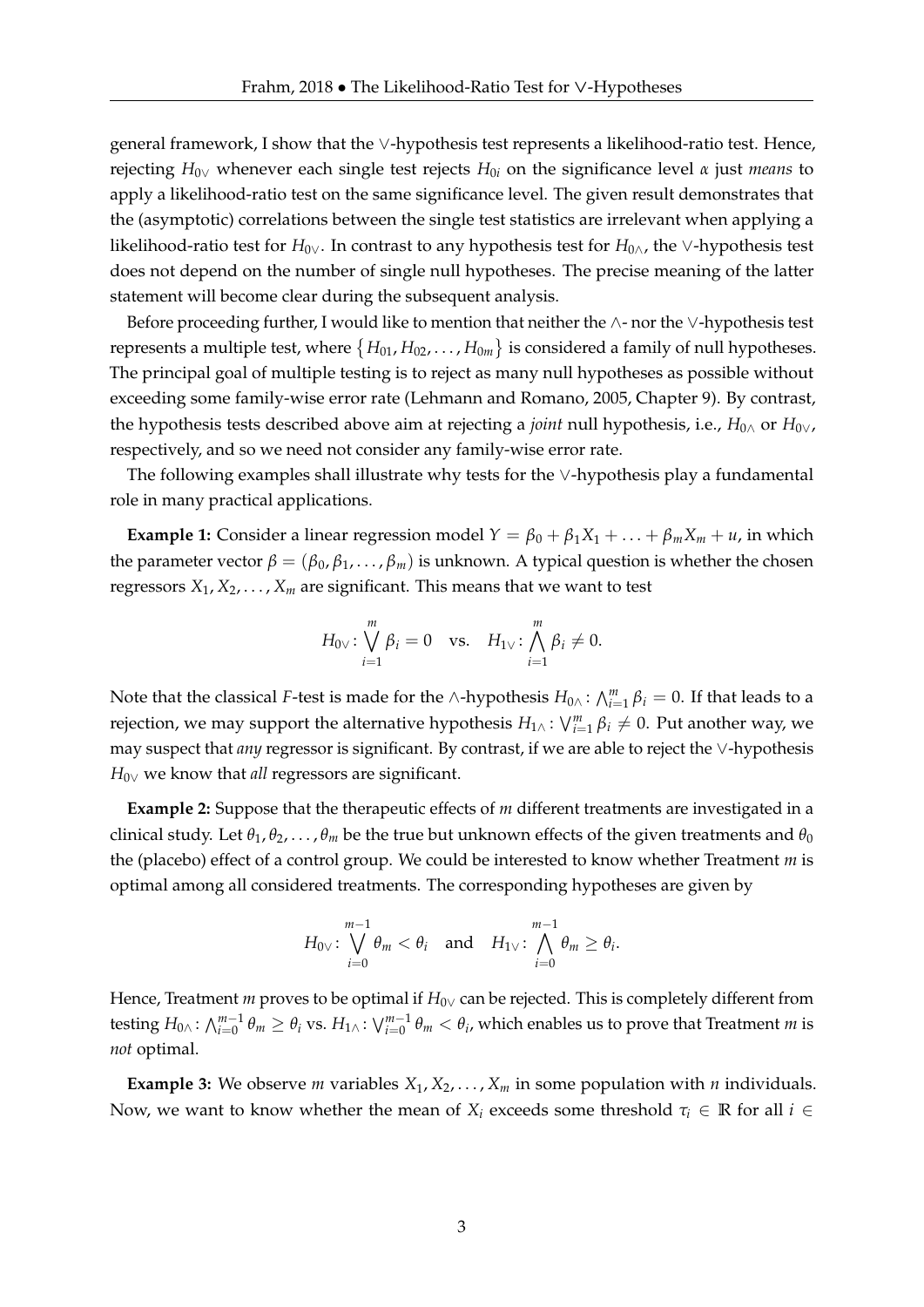general framework, I show that the $\vee$-hypothesis test represents a likelihood-ratio test. Hence, rejecting $H_{0\vee}$ whenever each single test rejects $H_{0i}$ on the significance level $\alpha$ just *means* to apply a likelihood-ratio test on the same significance level. The given result demonstrates that the (asymptotic) correlations between the single test statistics are irrelevant when applying a likelihood-ratio test for $H_{0\vee}$. In contrast to any hypothesis test for $H_{0\wedge}$, the $\vee$-hypothesis test does not depend on the number of single null hypotheses. The precise meaning of the latter statement will become clear during the subsequent analysis.

Before proceeding further, I would like to mention that neither the $\wedge$- nor the $\vee$-hypothesis test represents a multiple test, where $\{H_{01}, H_{02}, \ldots, H_{0m}\}$ is considered a family of null hypotheses. The principal goal of multiple testing is to reject as many null hypotheses as possible without exceeding some family-wise error rate (Lehmann and Romano, 2005, Chapter 9). By contrast, the hypothesis tests described above aim at rejecting a *joint* null hypothesis, i.e., $H_{0\wedge}$ or $H_{0\vee}$, respectively, and so we need not consider any family-wise error rate.

The following examples shall illustrate why tests for the $\vee$-hypothesis play a fundamental role in many practical applications.

**Example 1:** Consider a linear regression model $Y = \beta_0 + \beta_1 X_1 + \ldots + \beta_m X_m + u$, in which the parameter vector $\beta = (\beta_0, \beta_1, \ldots, \beta_m)$ is unknown. A typical question is whether the chosen regressors $X_1, X_2, \ldots, X_m$ are significant. This means that we want to test

$$H_{0\vee}\colon \bigvee_{i=1}^{m} \beta_i = 0 \quad \text{vs.} \quad H_{1\vee}\colon \bigwedge_{i=1}^{m} \beta_i \neq 0.$$

Note that the classical $F$-test is made for the $\wedge$-hypothesis $H_{0\wedge}\colon \bigwedge_{i=1}^{m} \beta_i = 0$. If that leads to a rejection, we may support the alternative hypothesis $H_{1\wedge}\colon \bigvee_{i=1}^{m} \beta_i \neq 0$. Put another way, we may suspect that *any* regressor is significant. By contrast, if we are able to reject the $\vee$-hypothesis $H_{0\vee}$ we know that *all* regressors are significant.

**Example 2:** Suppose that the therapeutic effects of $m$ different treatments are investigated in a clinical study. Let $\theta_1, \theta_2, \ldots, \theta_m$ be the true but unknown effects of the given treatments and $\theta_0$ the (placebo) effect of a control group. We could be interested to know whether Treatment $m$ is optimal among all considered treatments. The corresponding hypotheses are given by

$$H_{0\vee}\colon \bigvee_{i=0}^{m-1} \theta_m < \theta_i \quad \text{and} \quad H_{1\vee}\colon \bigwedge_{i=0}^{m-1} \theta_m \geq \theta_i.$$

Hence, Treatment $m$ proves to be optimal if $H_{0\vee}$ can be rejected. This is completely different from testing $H_{0\wedge}\colon \bigwedge_{i=0}^{m-1} \theta_m \geq \theta_i$ vs. $H_{1\wedge}\colon \bigvee_{i=0}^{m-1} \theta_m < \theta_i$, which enables us to prove that Treatment $m$ is *not* optimal.

**Example 3:** We observe $m$ variables $X_1, X_2, \ldots, X_m$ in some population with $n$ individuals. Now, we want to know whether the mean of $X_i$ exceeds some threshold $\tau_i \in \mathbb{R}$ for all $i \in$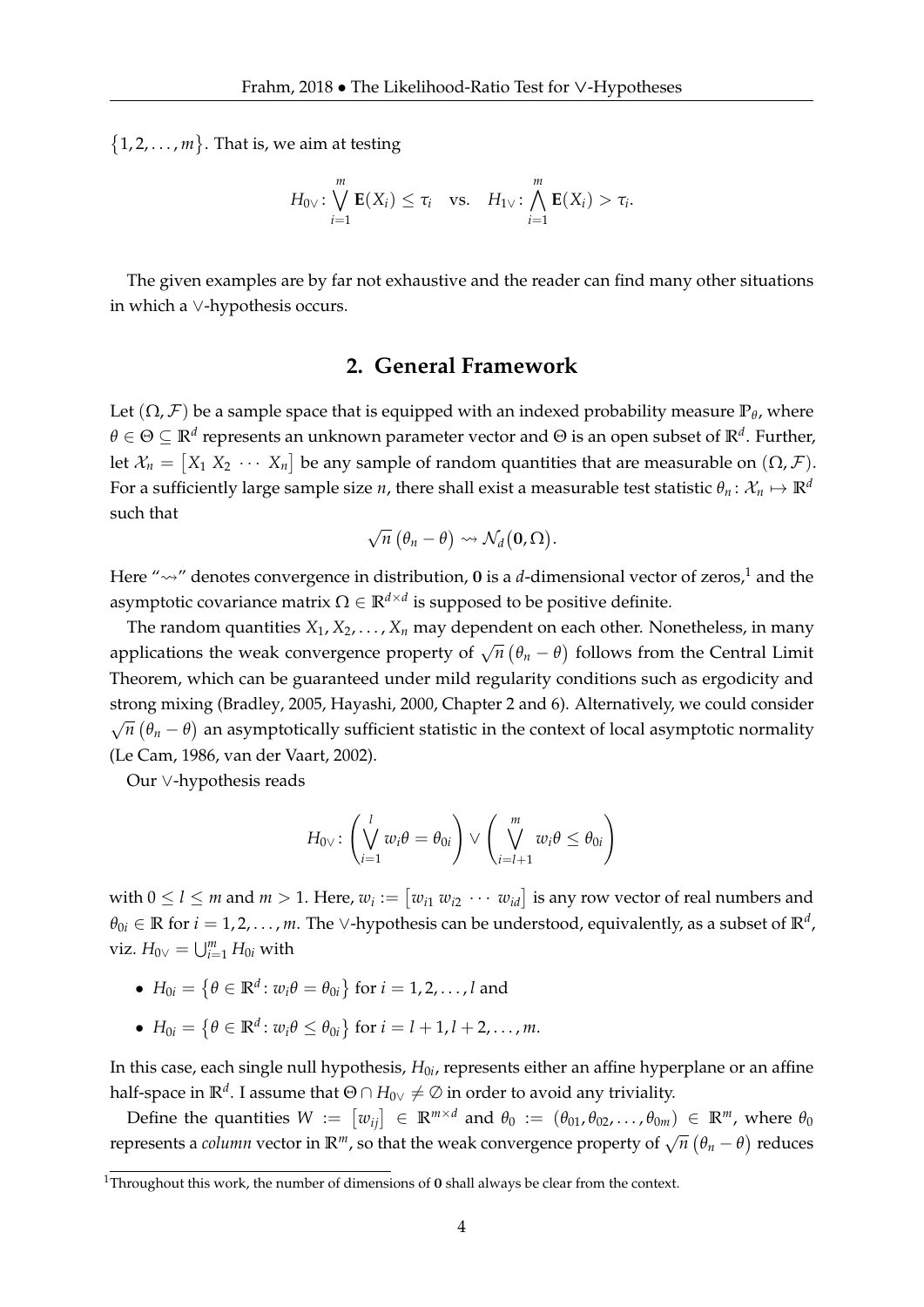$\{1, 2, \ldots, m\}$. That is, we aim at testing

$$H_{0\vee}\colon \bigvee_{i=1}^{m} \mathbf{E}(X_i) \leq \tau_i \quad \text{vs.} \quad H_{1\vee}\colon \bigwedge_{i=1}^{m} \mathbf{E}(X_i) > \tau_i.$$

The given examples are by far not exhaustive and the reader can find many other situations in which a $\vee$-hypothesis occurs.

## 2. General Framework

Let $(\Omega, \mathcal{F})$ be a sample space that is equipped with an indexed probability measure $\mathbb{P}_\theta$, where $\theta \in \Theta \subseteq \mathbb{R}^d$ represents an unknown parameter vector and $\Theta$ is an open subset of $\mathbb{R}^d$. Further, let $\mathcal{X}_n = \begin{bmatrix} X_1 \; X_2 \; \cdots \; X_n \end{bmatrix}$ be any sample of random quantities that are measurable on $(\Omega, \mathcal{F})$. For a sufficiently large sample size $n$, there shall exist a measurable test statistic $\theta_n\colon \mathcal{X}_n \mapsto \mathbb{R}^d$ such that

$$\sqrt{n}\,(\theta_n - \theta) \rightsquigarrow \mathcal{N}_d(\mathbf{0}, \Omega).$$

Here "$\rightsquigarrow$" denotes convergence in distribution, $\mathbf{0}$ is a $d$-dimensional vector of zeros,[1] and the asymptotic covariance matrix $\Omega \in \mathbb{R}^{d \times d}$ is supposed to be positive definite.

The random quantities $X_1, X_2, \ldots, X_n$ may dependent on each other. Nonetheless, in many applications the weak convergence property of $\sqrt{n}\,(\theta_n - \theta)$ follows from the Central Limit Theorem, which can be guaranteed under mild regularity conditions such as ergodicity and strong mixing (Bradley, 2005, Hayashi, 2000, Chapter 2 and 6). Alternatively, we could consider $\sqrt{n}\,(\theta_n - \theta)$ an asymptotically sufficient statistic in the context of local asymptotic normality (Le Cam, 1986, van der Vaart, 2002).

Our $\vee$-hypothesis reads

$$H_{0\vee}\colon \left( \bigvee_{i=1}^{l} w_i\theta = \theta_{0i} \right) \vee \left( \bigvee_{i=l+1}^{m} w_i\theta \leq \theta_{0i} \right)$$

with $0 \leq l \leq m$ and $m > 1$. Here, $w_i := \begin{bmatrix} w_{i1} \; w_{i2} \; \cdots \; w_{id} \end{bmatrix}$ is any row vector of real numbers and $\theta_{0i} \in \mathbb{R}$ for $i = 1, 2, \ldots, m$. The $\vee$-hypothesis can be understood, equivalently, as a subset of $\mathbb{R}^d$, viz. $H_{0\vee} = \bigcup_{i=1}^{m} H_{0i}$ with

- $H_{0i} = \{\theta \in \mathbb{R}^d\colon w_i\theta = \theta_{0i}\}$ for $i = 1, 2, \ldots, l$ and
- $H_{0i} = \{\theta \in \mathbb{R}^d\colon w_i\theta \leq \theta_{0i}\}$ for $i = l+1, l+2, \ldots, m$.

In this case, each single null hypothesis, $H_{0i}$, represents either an affine hyperplane or an affine half-space in $\mathbb{R}^d$. I assume that $\Theta \cap H_{0\vee} \neq \emptyset$ in order to avoid any triviality.

Define the quantities $W := [w_{ij}] \in \mathbb{R}^{m \times d}$ and $\theta_0 := (\theta_{01}, \theta_{02}, \ldots, \theta_{0m}) \in \mathbb{R}^m$, where $\theta_0$ represents a *column* vector in $\mathbb{R}^m$, so that the weak convergence property of $\sqrt{n}\,(\theta_n - \theta)$ reduces

[1] Throughout this work, the number of dimensions of $\mathbf{0}$ shall always be clear from the context.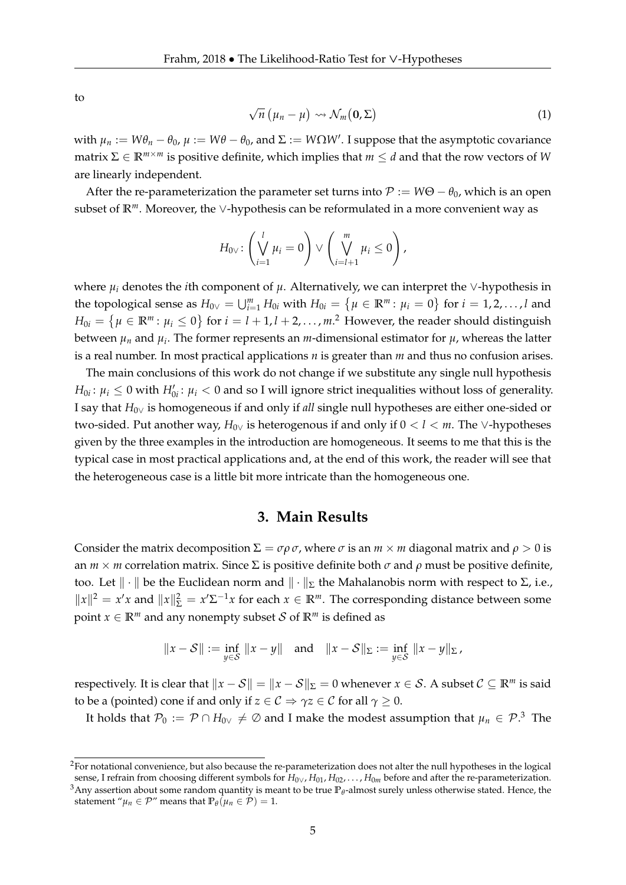to

$$\sqrt{n}\left(\mu_n - \mu\right) \rightsquigarrow \mathcal{N}_m\big(\mathbf{0}, \Sigma\big) \tag{1}$$

with $\mu_n := W\theta_n - \theta_0$, $\mu := W\theta - \theta_0$, and $\Sigma := W\Omega W'$. I suppose that the asymptotic covariance matrix $\Sigma \in \mathbb{R}^{m\times m}$ is positive definite, which implies that $m \leq d$ and that the row vectors of $W$ are linearly independent.

After the re-parameterization the parameter set turns into $\mathcal{P} := W\Theta - \theta_0$, which is an open subset of $\mathbb{R}^m$. Moreover, the $\vee$-hypothesis can be reformulated in a more convenient way as

$$H_{0\vee} \colon \left(\bigvee_{i=1}^{l} \mu_i = 0\right) \vee \left(\bigvee_{i=l+1}^{m} \mu_i \leq 0\right),$$

where $\mu_i$ denotes the $i$th component of $\mu$. Alternatively, we can interpret the $\vee$-hypothesis in the topological sense as $H_{0\vee} = \bigcup_{i=1}^m H_{0i}$ with $H_{0i} = \left\{\mu \in \mathbb{R}^m \colon \mu_i = 0\right\}$ for $i = 1, 2, \ldots, l$ and $H_{0i} = \left\{\mu \in \mathbb{R}^m \colon \mu_i \leq 0\right\}$ for $i = l+1, l+2, \ldots, m$.[2] However, the reader should distinguish between $\mu_n$ and $\mu_i$. The former represents an $m$-dimensional estimator for $\mu$, whereas the latter is a real number. In most practical applications $n$ is greater than $m$ and thus no confusion arises.

The main conclusions of this work do not change if we substitute any single null hypothesis $H_{0i} \colon \mu_i \leq 0$ with $H'_{0i} \colon \mu_i < 0$ and so I will ignore strict inequalities without loss of generality. I say that $H_{0\vee}$ is homogeneous if and only if *all* single null hypotheses are either one-sided or two-sided. Put another way, $H_{0\vee}$ is heterogenous if and only if $0 < l < m$. The $\vee$-hypotheses given by the three examples in the introduction are homogeneous. It seems to me that this is the typical case in most practical applications and, at the end of this work, the reader will see that the heterogeneous case is a little bit more intricate than the homogeneous one.

## 3. Main Results

Consider the matrix decomposition $\Sigma = \sigma\rho\,\sigma$, where $\sigma$ is an $m \times m$ diagonal matrix and $\rho > 0$ is an $m \times m$ correlation matrix. Since $\Sigma$ is positive definite both $\sigma$ and $\rho$ must be positive definite, too. Let $\|\cdot\|$ be the Euclidean norm and $\|\cdot\|_\Sigma$ the Mahalanobis norm with respect to $\Sigma$, i.e., $\|x\|^2 = x'x$ and $\|x\|^2_\Sigma = x'\Sigma^{-1}x$ for each $x \in \mathbb{R}^m$. The corresponding distance between some point $x \in \mathbb{R}^m$ and any nonempty subset $\mathcal{S}$ of $\mathbb{R}^m$ is defined as

$$\|x - \mathcal{S}\| := \inf_{y\in\mathcal{S}} \|x - y\| \quad \text{and} \quad \|x - \mathcal{S}\|_\Sigma := \inf_{y\in\mathcal{S}} \|x - y\|_\Sigma\,,$$

respectively. It is clear that $\|x - \mathcal{S}\| = \|x - \mathcal{S}\|_\Sigma = 0$ whenever $x \in \mathcal{S}$. A subset $\mathcal{C} \subseteq \mathbb{R}^m$ is said to be a (pointed) cone if and only if $z \in \mathcal{C} \Rightarrow \gamma z \in \mathcal{C}$ for all $\gamma \geq 0$.

It holds that $\mathcal{P}_0 := \mathcal{P} \cap H_{0\vee} \neq \emptyset$ and I make the modest assumption that $\mu_n \in \mathcal{P}$.[3] The

[2] For notational convenience, but also because the re-parameterization does not alter the null hypotheses in the logical sense, I refrain from choosing different symbols for $H_{0\vee}, H_{01}, H_{02}, \ldots, H_{0m}$ before and after the re-parameterization.

[3] Any assertion about some random quantity is meant to be true $\mathbb{P}_\theta$-almost surely unless otherwise stated. Hence, the statement "$\mu_n \in \mathcal{P}$" means that $\mathbb{P}_\theta(\mu_n \in \mathcal{P}) = 1$.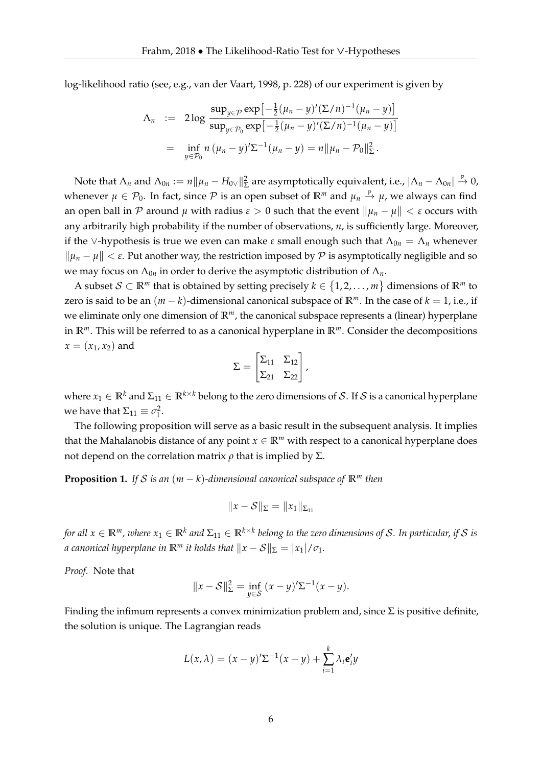log-likelihood ratio (see, e.g., van der Vaart, 1998, p. 228) of our experiment is given by

$$
\begin{aligned}
\Lambda_n &:= 2\log \frac{\sup_{y\in\mathcal{P}} \exp\left[-\frac{1}{2}(\mu_n - y)'(\Sigma/n)^{-1}(\mu_n - y)\right]}{\sup_{y\in\mathcal{P}_0} \exp\left[-\frac{1}{2}(\mu_n - y)'(\Sigma/n)^{-1}(\mu_n - y)\right]} \\
&= \inf_{y\in\mathcal{P}_0} n\,(\mu_n - y)'\Sigma^{-1}(\mu_n - y) = n\|\mu_n - \mathcal{P}_0\|_\Sigma^2 .
\end{aligned}
$$

Note that $\Lambda_n$ and $\Lambda_{0n} := n\|\mu_n - H_{0\vee}\|_\Sigma^2$ are asymptotically equivalent, i.e., $|\Lambda_n - \Lambda_{0n}| \overset{\text{p}}{\to} 0$, whenever $\mu \in \mathcal{P}_0$. In fact, since $\mathcal{P}$ is an open subset of $\mathbb{R}^m$ and $\mu_n \overset{\text{p}}{\to} \mu$, we always can find an open ball in $\mathcal{P}$ around $\mu$ with radius $\varepsilon > 0$ such that the event $\|\mu_n - \mu\| < \varepsilon$ occurs with any arbitrarily high probability if the number of observations, $n$, is sufficiently large. Moreover, if the $\vee$-hypothesis is true we even can make $\varepsilon$ small enough such that $\Lambda_{0n} = \Lambda_n$ whenever $\|\mu_n - \mu\| < \varepsilon$. Put another way, the restriction imposed by $\mathcal{P}$ is asymptotically negligible and so we may focus on $\Lambda_{0n}$ in order to derive the asymptotic distribution of $\Lambda_n$.

A subset $\mathcal{S} \subset \mathbb{R}^m$ that is obtained by setting precisely $k \in \{1, 2, \ldots, m\}$ dimensions of $\mathbb{R}^m$ to zero is said to be an $(m-k)$-dimensional canonical subspace of $\mathbb{R}^m$. In the case of $k = 1$, i.e., if we eliminate only one dimension of $\mathbb{R}^m$, the canonical subspace represents a (linear) hyperplane in $\mathbb{R}^m$. This will be referred to as a canonical hyperplane in $\mathbb{R}^m$. Consider the decompositions $x = (x_1, x_2)$ and

$$
\Sigma = \begin{bmatrix} \Sigma_{11} & \Sigma_{12} \\ \Sigma_{21} & \Sigma_{22} \end{bmatrix},
$$

where $x_1 \in \mathbb{R}^k$ and $\Sigma_{11} \in \mathbb{R}^{k\times k}$ belong to the zero dimensions of $\mathcal{S}$. If $\mathcal{S}$ is a canonical hyperplane we have that $\Sigma_{11} \equiv \sigma_1^2$.

The following proposition will serve as a basic result in the subsequent analysis. It implies that the Mahalanobis distance of any point $x \in \mathbb{R}^m$ with respect to a canonical hyperplane does not depend on the correlation matrix $\rho$ that is implied by $\Sigma$.

**Proposition 1.** *If $\mathcal{S}$ is an $(m-k)$-dimensional canonical subspace of $\mathbb{R}^m$ then*

$$
\|x - \mathcal{S}\|_\Sigma = \|x_1\|_{\Sigma_{11}}
$$

*for all $x \in \mathbb{R}^m$, where $x_1 \in \mathbb{R}^k$ and $\Sigma_{11} \in \mathbb{R}^{k\times k}$ belong to the zero dimensions of $\mathcal{S}$. In particular, if $\mathcal{S}$ is a canonical hyperplane in $\mathbb{R}^m$ it holds that $\|x - \mathcal{S}\|_\Sigma = |x_1|/\sigma_1$.*

*Proof.* Note that

$$
\|x - \mathcal{S}\|_\Sigma^2 = \inf_{y\in\mathcal{S}} (x - y)'\Sigma^{-1}(x - y).
$$

Finding the infimum represents a convex minimization problem and, since $\Sigma$ is positive definite, the solution is unique. The Lagrangian reads

$$
L(x, \lambda) = (x - y)'\Sigma^{-1}(x - y) + \sum_{i=1}^{k} \lambda_i \mathbf{e}_i' y
$$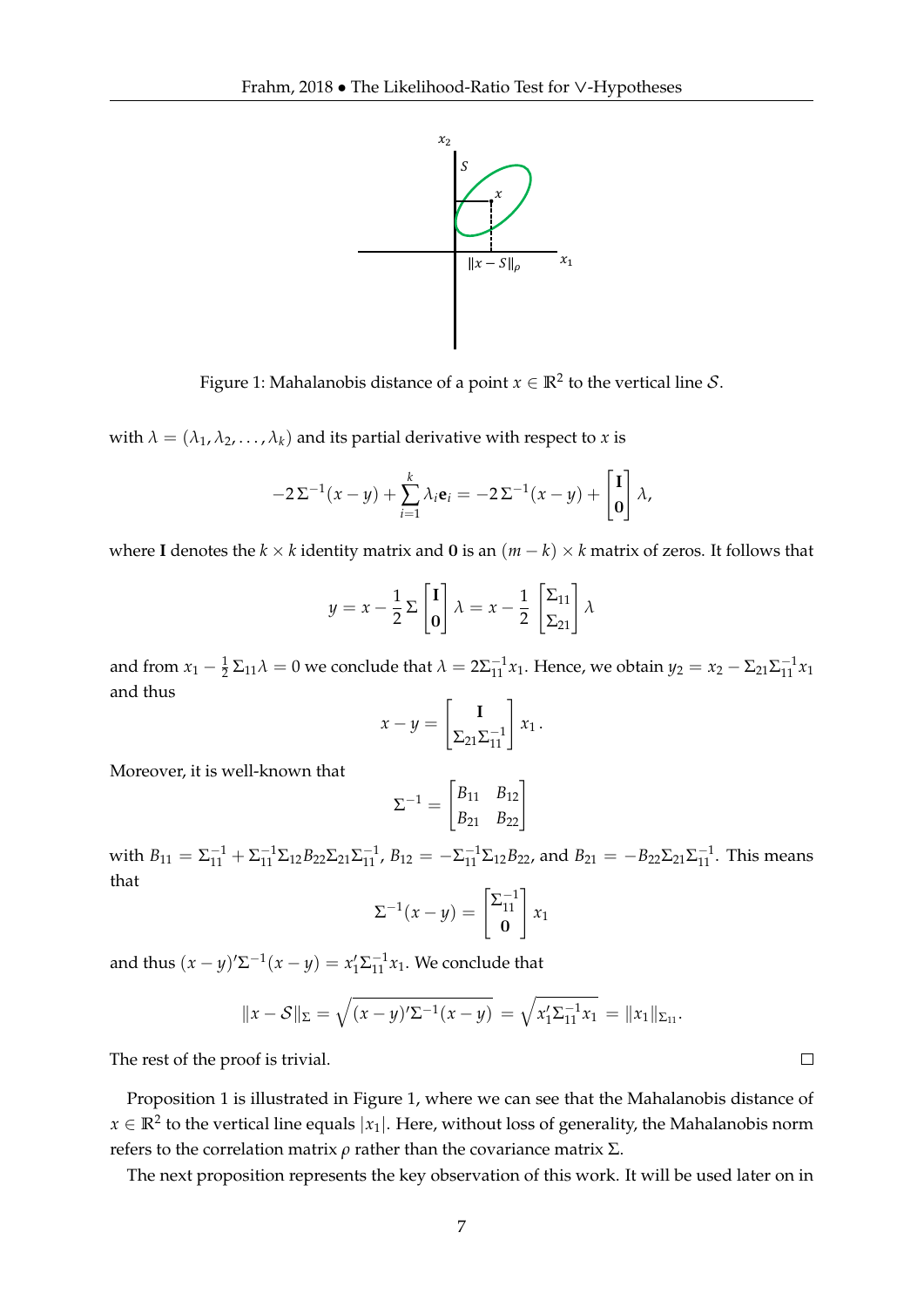Figure 1: Mahalanobis distance of a point $x \in \mathbb{R}^2$ to the vertical line $\mathcal{S}$.

with $\lambda = (\lambda_1, \lambda_2, \ldots, \lambda_k)$ and its partial derivative with respect to $x$ is

$$-2\,\Sigma^{-1}(x-y) + \sum_{i=1}^{k} \lambda_i \mathbf{e}_i = -2\,\Sigma^{-1}(x-y) + \begin{bmatrix} \mathbf{I} \\ \mathbf{0} \end{bmatrix} \lambda,$$

where $\mathbf{I}$ denotes the $k \times k$ identity matrix and $\mathbf{0}$ is an $(m-k) \times k$ matrix of zeros. It follows that

$$y = x - \frac{1}{2}\,\Sigma \begin{bmatrix} \mathbf{I} \\ \mathbf{0} \end{bmatrix} \lambda = x - \frac{1}{2} \begin{bmatrix} \Sigma_{11} \\ \Sigma_{21} \end{bmatrix} \lambda$$

and from $x_1 - \frac{1}{2}\,\Sigma_{11}\lambda = 0$ we conclude that $\lambda = 2\Sigma_{11}^{-1}x_1$. Hence, we obtain $y_2 = x_2 - \Sigma_{21}\Sigma_{11}^{-1}x_1$ and thus

$$x - y = \begin{bmatrix} \mathbf{I} \\ \Sigma_{21}\Sigma_{11}^{-1} \end{bmatrix} x_1 \,.$$

Moreover, it is well-known that

$$\Sigma^{-1} = \begin{bmatrix} B_{11} & B_{12} \\ B_{21} & B_{22} \end{bmatrix}$$

with $B_{11} = \Sigma_{11}^{-1} + \Sigma_{11}^{-1}\Sigma_{12}B_{22}\Sigma_{21}\Sigma_{11}^{-1}$, $B_{12} = -\Sigma_{11}^{-1}\Sigma_{12}B_{22}$, and $B_{21} = -B_{22}\Sigma_{21}\Sigma_{11}^{-1}$. This means that

$$\Sigma^{-1}(x-y) = \begin{bmatrix} \Sigma_{11}^{-1} \\ \mathbf{0} \end{bmatrix} x_1$$

and thus $(x-y)'\Sigma^{-1}(x-y) = x_1'\Sigma_{11}^{-1}x_1$. We conclude that

$$\|x - \mathcal{S}\|_{\Sigma} = \sqrt{(x-y)'\Sigma^{-1}(x-y)} = \sqrt{x_1'\Sigma_{11}^{-1}x_1} = \|x_1\|_{\Sigma_{11}}.$$

The rest of the proof is trivial. □

Proposition 1 is illustrated in Figure 1, where we can see that the Mahalanobis distance of $x \in \mathbb{R}^2$ to the vertical line equals $|x_1|$. Here, without loss of generality, the Mahalanobis norm refers to the correlation matrix $\rho$ rather than the covariance matrix $\Sigma$.

The next proposition represents the key observation of this work. It will be used later on in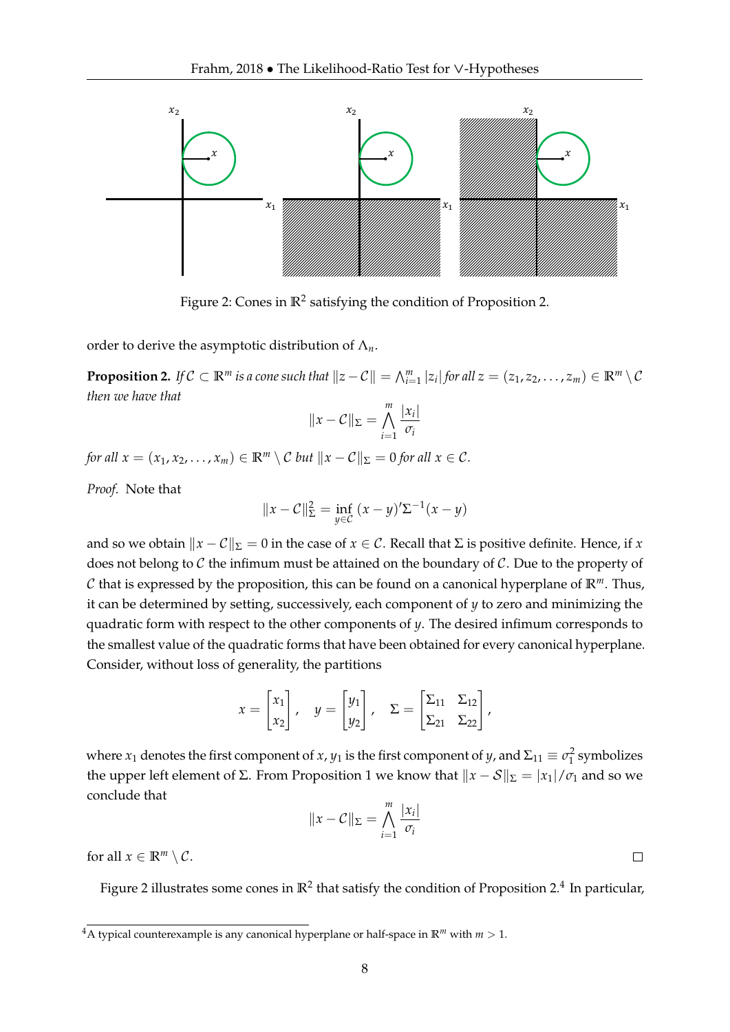Figure 2: Cones in $\mathbb{R}^2$ satisfying the condition of Proposition 2.

order to derive the asymptotic distribution of $\Lambda_n$.

**Proposition 2.** *If $\mathcal{C} \subset \mathbb{R}^m$ is a cone such that $\|z - \mathcal{C}\| = \bigwedge_{i=1}^m |z_i|$ for all $z = (z_1, z_2, \dots, z_m) \in \mathbb{R}^m \setminus \mathcal{C}$ then we have that*

$$\|x - \mathcal{C}\|_\Sigma = \bigwedge_{i=1}^m \frac{|x_i|}{\sigma_i}$$

*for all $x = (x_1, x_2, \dots, x_m) \in \mathbb{R}^m \setminus \mathcal{C}$ but $\|x - \mathcal{C}\|_\Sigma = 0$ for all $x \in \mathcal{C}$.*

*Proof.* Note that

$$\|x - \mathcal{C}\|_\Sigma^2 = \inf_{y \in \mathcal{C}} \, (x - y)' \Sigma^{-1} (x - y)$$

and so we obtain $\|x - \mathcal{C}\|_\Sigma = 0$ in the case of $x \in \mathcal{C}$. Recall that $\Sigma$ is positive definite. Hence, if $x$ does not belong to $\mathcal{C}$ the infimum must be attained on the boundary of $\mathcal{C}$. Due to the property of $\mathcal{C}$ that is expressed by the proposition, this can be found on a canonical hyperplane of $\mathbb{R}^m$. Thus, it can be determined by setting, successively, each component of $y$ to zero and minimizing the quadratic form with respect to the other components of $y$. The desired infimum corresponds to the smallest value of the quadratic forms that have been obtained for every canonical hyperplane. Consider, without loss of generality, the partitions

$$x = \begin{bmatrix} x_1 \\ x_2 \end{bmatrix}, \quad y = \begin{bmatrix} y_1 \\ y_2 \end{bmatrix}, \quad \Sigma = \begin{bmatrix} \Sigma_{11} & \Sigma_{12} \\ \Sigma_{21} & \Sigma_{22} \end{bmatrix},$$

where $x_1$ denotes the first component of $x$, $y_1$ is the first component of $y$, and $\Sigma_{11} \equiv \sigma_1^2$ symbolizes the upper left element of $\Sigma$. From Proposition 1 we know that $\|x - \mathcal{S}\|_\Sigma = |x_1|/\sigma_1$ and so we conclude that

$$\|x - \mathcal{C}\|_\Sigma = \bigwedge_{i=1}^m \frac{|x_i|}{\sigma_i}$$

for all $x \in \mathbb{R}^m \setminus \mathcal{C}$. □

Figure 2 illustrates some cones in $\mathbb{R}^2$ that satisfy the condition of Proposition 2.[4] In particular,

[4] A typical counterexample is any canonical hyperplane or half-space in $\mathbb{R}^m$ with $m > 1$.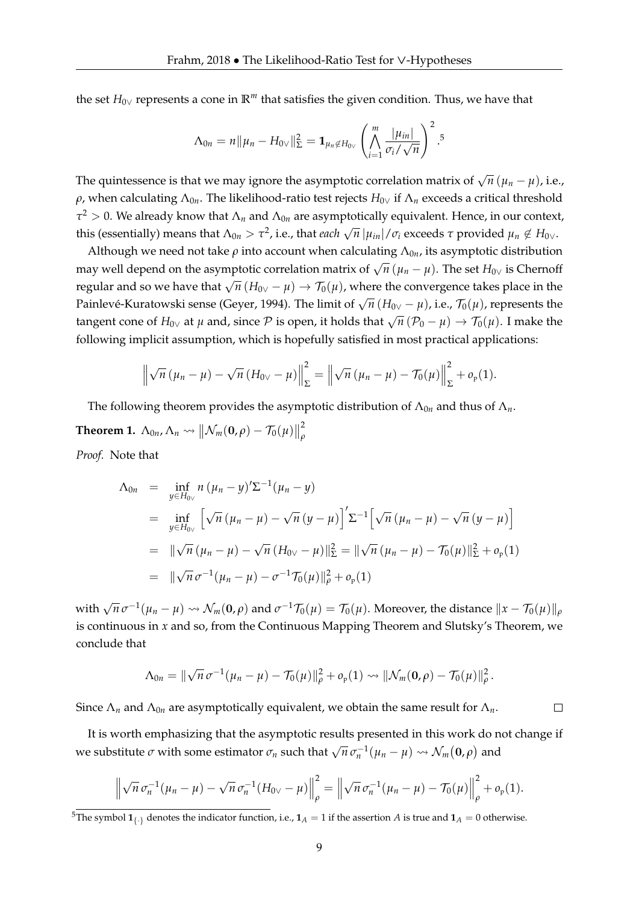the set $H_{0\vee}$ represents a cone in $\mathbb{R}^m$ that satisfies the given condition. Thus, we have that

$$\Lambda_{0n} = n\|\mu_n - H_{0\vee}\|_\Sigma^2 = \mathbf{1}_{\mu_n \notin H_{0\vee}} \left( \bigwedge_{i=1}^m \frac{|\mu_{in}|}{\sigma_i/\sqrt{n}} \right)^2 .$$ [5]

The quintessence is that we may ignore the asymptotic correlation matrix of $\sqrt{n}\,(\mu_n - \mu)$, i.e., $\rho$, when calculating $\Lambda_{0n}$. The likelihood-ratio test rejects $H_{0\vee}$ if $\Lambda_n$ exceeds a critical threshold $\tau^2 > 0$. We already know that $\Lambda_n$ and $\Lambda_{0n}$ are asymptotically equivalent. Hence, in our context, this (essentially) means that $\Lambda_{0n} > \tau^2$, i.e., that *each* $\sqrt{n}\,|\mu_{in}|/\sigma_i$ exceeds $\tau$ provided $\mu_n \notin H_{0\vee}$.

Although we need not take $\rho$ into account when calculating $\Lambda_{0n}$, its asymptotic distribution may well depend on the asymptotic correlation matrix of $\sqrt{n}\,(\mu_n - \mu)$. The set $H_{0\vee}$ is Chernoff regular and so we have that $\sqrt{n}\,(H_{0\vee} - \mu) \to \mathcal{T}_0(\mu)$, where the convergence takes place in the Painlevé-Kuratowski sense (Geyer, 1994). The limit of $\sqrt{n}\,(H_{0\vee} - \mu)$, i.e., $\mathcal{T}_0(\mu)$, represents the tangent cone of $H_{0\vee}$ at $\mu$ and, since $\mathcal{P}$ is open, it holds that $\sqrt{n}\,(\mathcal{P}_0 - \mu) \to \mathcal{T}_0(\mu)$. I make the following implicit assumption, which is hopefully satisfied in most practical applications:

$$\left\| \sqrt{n}\,(\mu_n - \mu) - \sqrt{n}\,(H_{0\vee} - \mu) \right\|_\Sigma^2 = \left\| \sqrt{n}\,(\mu_n - \mu) - \mathcal{T}_0(\mu) \right\|_\Sigma^2 + o_{\mathrm{P}}(1).$$

The following theorem provides the asymptotic distribution of $\Lambda_{0n}$ and thus of $\Lambda_n$.

**Theorem 1.** $\Lambda_{0n}, \Lambda_n \rightsquigarrow \left\| \mathcal{N}_m(\mathbf{0}, \rho) - \mathcal{T}_0(\mu) \right\|_\rho^2$

*Proof.* Note that

$$\begin{aligned}
\Lambda_{0n} &= \inf_{y \in H_{0\vee}} n\,(\mu_n - y)'\Sigma^{-1}(\mu_n - y) \\
&= \inf_{y \in H_{0\vee}} \left[ \sqrt{n}\,(\mu_n - \mu) - \sqrt{n}\,(y - \mu) \right]' \Sigma^{-1} \left[ \sqrt{n}\,(\mu_n - \mu) - \sqrt{n}\,(y - \mu) \right] \\
&= \|\sqrt{n}\,(\mu_n - \mu) - \sqrt{n}\,(H_{0\vee} - \mu)\|_\Sigma^2 = \|\sqrt{n}\,(\mu_n - \mu) - \mathcal{T}_0(\mu)\|_\Sigma^2 + o_{\mathrm{P}}(1) \\
&= \|\sqrt{n}\,\sigma^{-1}(\mu_n - \mu) - \sigma^{-1}\mathcal{T}_0(\mu)\|_\rho^2 + o_{\mathrm{P}}(1)
\end{aligned}$$

with $\sqrt{n}\,\sigma^{-1}(\mu_n - \mu) \rightsquigarrow \mathcal{N}_m(\mathbf{0}, \rho)$ and $\sigma^{-1}\mathcal{T}_0(\mu) = \mathcal{T}_0(\mu)$. Moreover, the distance $\|x - \mathcal{T}_0(\mu)\|_\rho$ is continuous in $x$ and so, from the Continuous Mapping Theorem and Slutsky's Theorem, we conclude that

$$\Lambda_{0n} = \|\sqrt{n}\,\sigma^{-1}(\mu_n - \mu) - \mathcal{T}_0(\mu)\|_\rho^2 + o_{\mathrm{P}}(1) \rightsquigarrow \|\mathcal{N}_m(\mathbf{0}, \rho) - \mathcal{T}_0(\mu)\|_\rho^2 .$$

Since $\Lambda_n$ and $\Lambda_{0n}$ are asymptotically equivalent, we obtain the same result for $\Lambda_n$. □

It is worth emphasizing that the asymptotic results presented in this work do not change if we substitute $\sigma$ with some estimator $\sigma_n$ such that $\sqrt{n}\,\sigma_n^{-1}(\mu_n - \mu) \rightsquigarrow \mathcal{N}_m\big(\mathbf{0}, \rho\big)$ and

$$\left\| \sqrt{n}\,\sigma_n^{-1}(\mu_n - \mu) - \sqrt{n}\,\sigma_n^{-1}(H_{0\vee} - \mu) \right\|_\rho^2 = \left\| \sqrt{n}\,\sigma_n^{-1}(\mu_n - \mu) - \mathcal{T}_0(\mu) \right\|_\rho^2 + o_{\mathrm{P}}(1).$$

[5] The symbol $\mathbf{1}_{\{\cdot\}}$ denotes the indicator function, i.e., $\mathbf{1}_A = 1$ if the assertion $A$ is true and $\mathbf{1}_A = 0$ otherwise.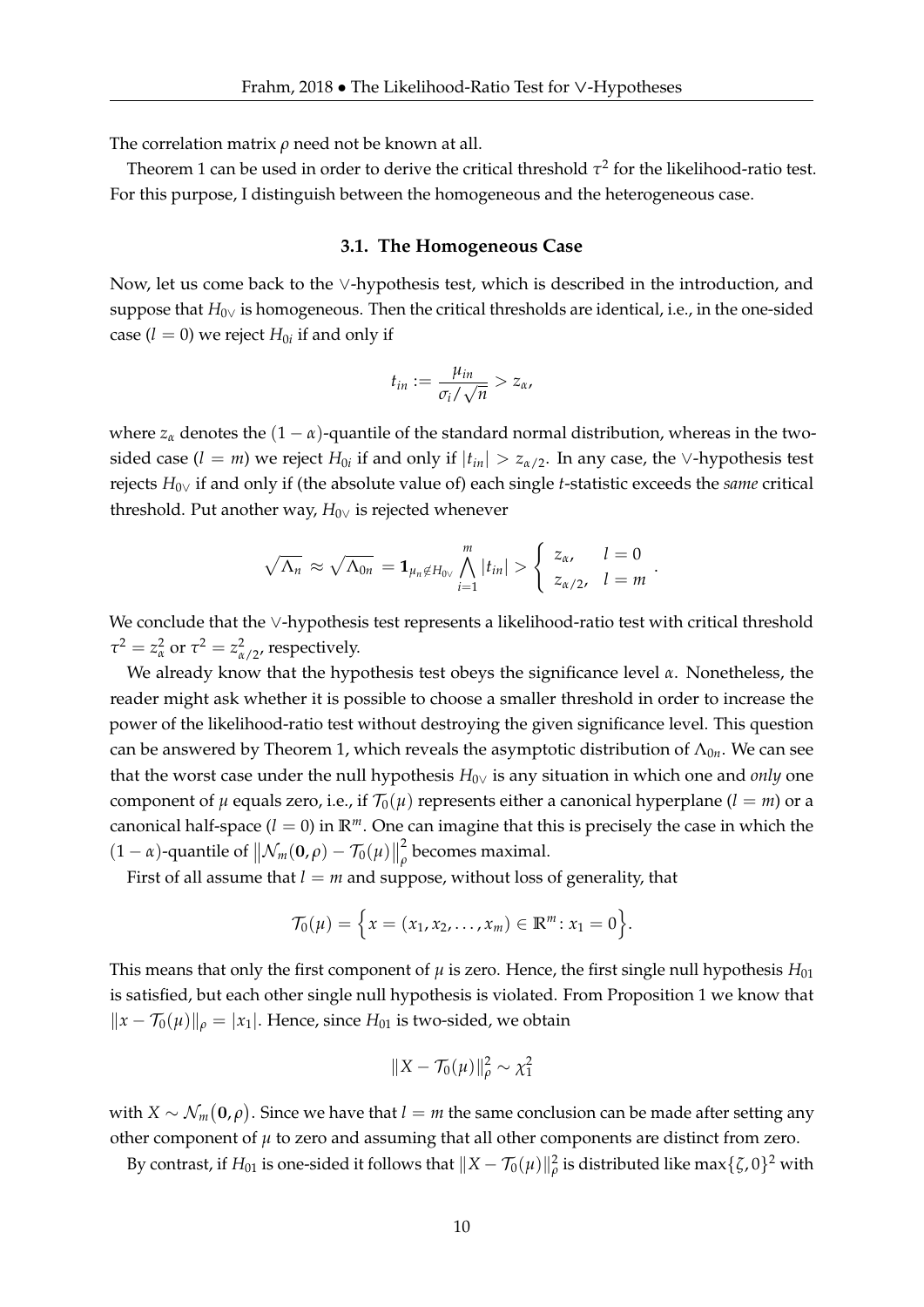The correlation matrix $\rho$ need not be known at all.

Theorem 1 can be used in order to derive the critical threshold $\tau^2$ for the likelihood-ratio test. For this purpose, I distinguish between the homogeneous and the heterogeneous case.

### 3.1. The Homogeneous Case

Now, let us come back to the $\vee$-hypothesis test, which is described in the introduction, and suppose that $H_{0\vee}$ is homogeneous. Then the critical thresholds are identical, i.e., in the one-sided case ($l = 0$) we reject $H_{0i}$ if and only if

$$t_{in} := \frac{\mu_{in}}{\sigma_i / \sqrt{n}} > z_\alpha,$$

where $z_\alpha$ denotes the $(1-\alpha)$-quantile of the standard normal distribution, whereas in the two-sided case ($l = m$) we reject $H_{0i}$ if and only if $|t_{in}| > z_{\alpha/2}$. In any case, the $\vee$-hypothesis test rejects $H_{0\vee}$ if and only if (the absolute value of) each single $t$-statistic exceeds the *same* critical threshold. Put another way, $H_{0\vee}$ is rejected whenever

$$\sqrt{\Lambda_n} \;\approx\; \sqrt{\Lambda_{0n}} \;=\; \mathbf{1}_{\mu_n \notin H_{0\vee}} \bigwedge_{i=1}^{m} |t_{in}| > \begin{cases} z_\alpha, & l = 0 \\ z_{\alpha/2}, & l = m \end{cases}.$$

We conclude that the $\vee$-hypothesis test represents a likelihood-ratio test with critical threshold $\tau^2 = z_\alpha^2$ or $\tau^2 = z_{\alpha/2}^2$, respectively.

We already know that the hypothesis test obeys the significance level $\alpha$. Nonetheless, the reader might ask whether it is possible to choose a smaller threshold in order to increase the power of the likelihood-ratio test without destroying the given significance level. This question can be answered by Theorem 1, which reveals the asymptotic distribution of $\Lambda_{0n}$. We can see that the worst case under the null hypothesis $H_{0\vee}$ is any situation in which one and *only* one component of $\mu$ equals zero, i.e., if $\mathcal{T}_0(\mu)$ represents either a canonical hyperplane ($l = m$) or a canonical half-space ($l = 0$) in $\mathbb{R}^m$. One can imagine that this is precisely the case in which the $(1-\alpha)$-quantile of $\left\|\mathcal{N}_m(\mathbf{0},\rho) - \mathcal{T}_0(\mu)\right\|_\rho^2$ becomes maximal.

First of all assume that $l = m$ and suppose, without loss of generality, that

$$\mathcal{T}_0(\mu) = \Big\{ x = (x_1, x_2, \ldots, x_m) \in \mathbb{R}^m \colon x_1 = 0 \Big\}.$$

This means that only the first component of $\mu$ is zero. Hence, the first single null hypothesis $H_{01}$ is satisfied, but each other single null hypothesis is violated. From Proposition 1 we know that $\|x - \mathcal{T}_0(\mu)\|_\rho = |x_1|$. Hence, since $H_{01}$ is two-sided, we obtain

$$\|X - \mathcal{T}_0(\mu)\|_\rho^2 \sim \chi_1^2$$

with $X \sim \mathcal{N}_m(\mathbf{0},\rho)$. Since we have that $l = m$ the same conclusion can be made after setting any other component of $\mu$ to zero and assuming that all other components are distinct from zero.

By contrast, if $H_{01}$ is one-sided it follows that $\|X - \mathcal{T}_0(\mu)\|_\rho^2$ is distributed like $\max\{\zeta, 0\}^2$ with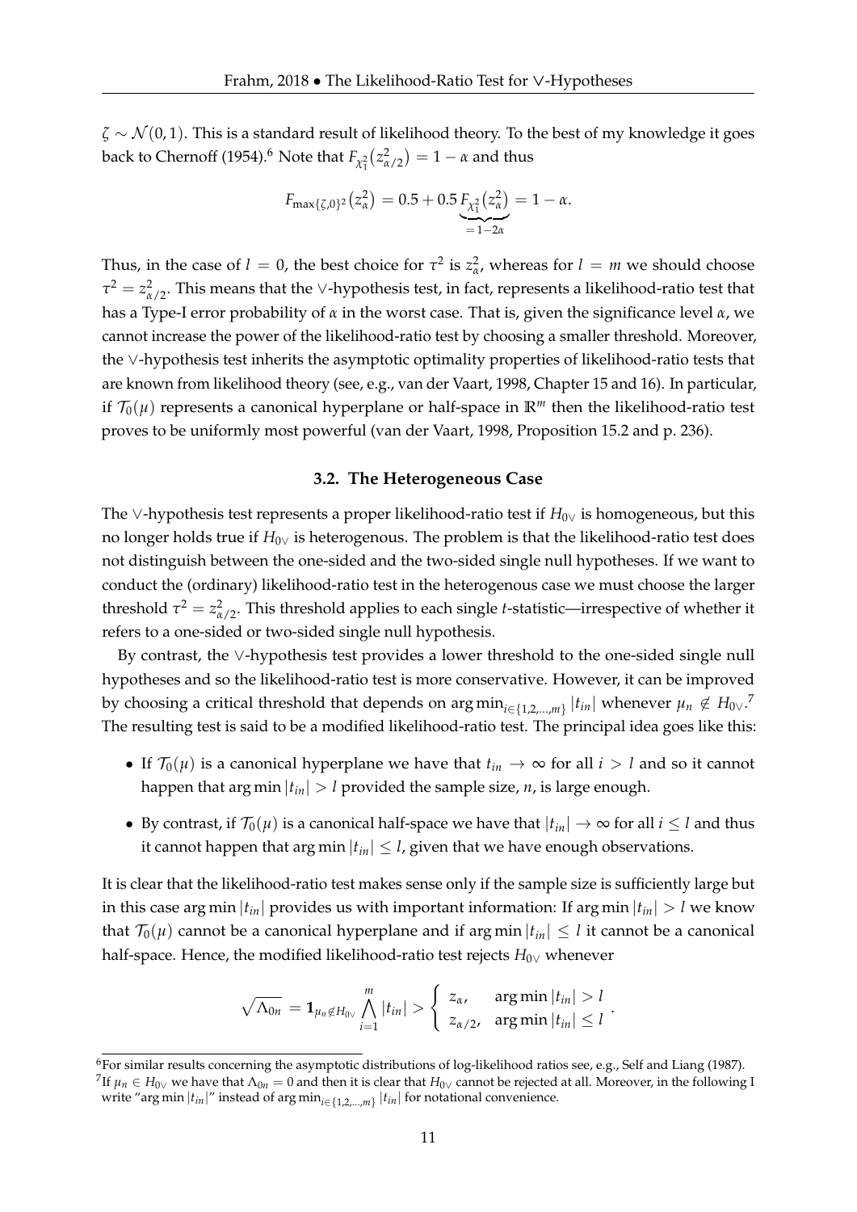$\zeta \sim \mathcal{N}(0,1)$. This is a standard result of likelihood theory. To the best of my knowledge it goes back to Chernoff (1954).[6] Note that $F_{\chi^2_1}\big(z^2_{\alpha/2}\big) = 1-\alpha$ and thus

$$F_{\max\{\zeta,0\}^2}\big(z^2_\alpha\big) = 0.5 + 0.5\underbrace{F_{\chi^2_1}\big(z^2_\alpha\big)}_{=1-2\alpha} = 1-\alpha.$$

Thus, in the case of $l=0$, the best choice for $\tau^2$ is $z^2_\alpha$, whereas for $l=m$ we should choose $\tau^2 = z^2_{\alpha/2}$. This means that the $\vee$-hypothesis test, in fact, represents a likelihood-ratio test that has a Type-I error probability of $\alpha$ in the worst case. That is, given the significance level $\alpha$, we cannot increase the power of the likelihood-ratio test by choosing a smaller threshold. Moreover, the $\vee$-hypothesis test inherits the asymptotic optimality properties of likelihood-ratio tests that are known from likelihood theory (see, e.g., van der Vaart, 1998, Chapter 15 and 16). In particular, if $\mathcal{T}_0(\mu)$ represents a canonical hyperplane or half-space in $\mathbb{R}^m$ then the likelihood-ratio test proves to be uniformly most powerful (van der Vaart, 1998, Proposition 15.2 and p. 236).

### 3.2. The Heterogeneous Case

The $\vee$-hypothesis test represents a proper likelihood-ratio test if $H_{0\vee}$ is homogeneous, but this no longer holds true if $H_{0\vee}$ is heterogenous. The problem is that the likelihood-ratio test does not distinguish between the one-sided and the two-sided single null hypotheses. If we want to conduct the (ordinary) likelihood-ratio test in the heterogenous case we must choose the larger threshold $\tau^2 = z^2_{\alpha/2}$. This threshold applies to each single $t$-statistic—irrespective of whether it refers to a one-sided or two-sided single null hypothesis.

By contrast, the $\vee$-hypothesis test provides a lower threshold to the one-sided single null hypotheses and so the likelihood-ratio test is more conservative. However, it can be improved by choosing a critical threshold that depends on $\arg\min_{i\in\{1,2,\ldots,m\}} |t_{in}|$ whenever $\mu_n \notin H_{0\vee}$.[7] The resulting test is said to be a modified likelihood-ratio test. The principal idea goes like this:

- If $\mathcal{T}_0(\mu)$ is a canonical hyperplane we have that $t_{in} \to \infty$ for all $i > l$ and so it cannot happen that $\arg\min |t_{in}| > l$ provided the sample size, $n$, is large enough.
- By contrast, if $\mathcal{T}_0(\mu)$ is a canonical half-space we have that $|t_{in}| \to \infty$ for all $i \leq l$ and thus it cannot happen that $\arg\min |t_{in}| \leq l$, given that we have enough observations.

It is clear that the likelihood-ratio test makes sense only if the sample size is sufficiently large but in this case $\arg\min |t_{in}|$ provides us with important information: If $\arg\min |t_{in}| > l$ we know that $\mathcal{T}_0(\mu)$ cannot be a canonical hyperplane and if $\arg\min |t_{in}| \leq l$ it cannot be a canonical half-space. Hence, the modified likelihood-ratio test rejects $H_{0\vee}$ whenever

$$\sqrt{\Lambda_{0n}} = \mathbf{1}_{\mu_n \notin H_{0\vee}} \bigwedge_{i=1}^{m} |t_{in}| > \begin{cases} z_\alpha, & \arg\min |t_{in}| > l \\ z_{\alpha/2}, & \arg\min |t_{in}| \leq l \end{cases}.$$

[6] For similar results concerning the asymptotic distributions of log-likelihood ratios see, e.g., Self and Liang (1987).

[7] If $\mu_n \in H_{0\vee}$ we have that $\Lambda_{0n} = 0$ and then it is clear that $H_{0\vee}$ cannot be rejected at all. Moreover, in the following I write "$\arg\min |t_{in}|$" instead of $\arg\min_{i\in\{1,2,\ldots,m\}} |t_{in}|$ for notational convenience.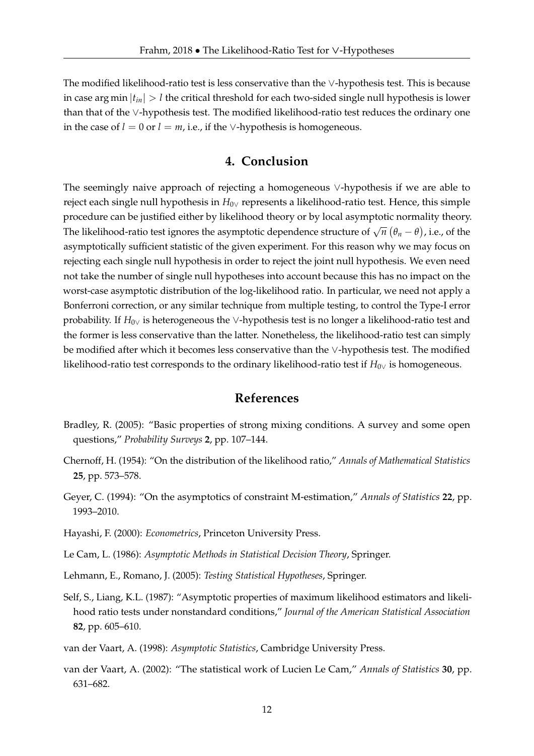The modified likelihood-ratio test is less conservative than the $\vee$-hypothesis test. This is because in case $\arg\min |t_{in}| > l$ the critical threshold for each two-sided single null hypothesis is lower than that of the $\vee$-hypothesis test. The modified likelihood-ratio test reduces the ordinary one in the case of $l = 0$ or $l = m$, i.e., if the $\vee$-hypothesis is homogeneous.

## 4. Conclusion

The seemingly naive approach of rejecting a homogeneous $\vee$-hypothesis if we are able to reject each single null hypothesis in $H_{0\vee}$ represents a likelihood-ratio test. Hence, this simple procedure can be justified either by likelihood theory or by local asymptotic normality theory. The likelihood-ratio test ignores the asymptotic dependence structure of $\sqrt{n}\,(\theta_n - \theta)$, i.e., of the asymptotically sufficient statistic of the given experiment. For this reason why we may focus on rejecting each single null hypothesis in order to reject the joint null hypothesis. We even need not take the number of single null hypotheses into account because this has no impact on the worst-case asymptotic distribution of the log-likelihood ratio. In particular, we need not apply a Bonferroni correction, or any similar technique from multiple testing, to control the Type-I error probability. If $H_{0\vee}$ is heterogeneous the $\vee$-hypothesis test is no longer a likelihood-ratio test and the former is less conservative than the latter. Nonetheless, the likelihood-ratio test can simply be modified after which it becomes less conservative than the $\vee$-hypothesis test. The modified likelihood-ratio test corresponds to the ordinary likelihood-ratio test if $H_{0\vee}$ is homogeneous.

## References

Bradley, R. (2005): "Basic properties of strong mixing conditions. A survey and some open questions," *Probability Surveys* **2**, pp. 107–144.

Chernoff, H. (1954): "On the distribution of the likelihood ratio," *Annals of Mathematical Statistics* **25**, pp. 573–578.

Geyer, C. (1994): "On the asymptotics of constraint M-estimation," *Annals of Statistics* **22**, pp. 1993–2010.

Hayashi, F. (2000): *Econometrics*, Princeton University Press.

Le Cam, L. (1986): *Asymptotic Methods in Statistical Decision Theory*, Springer.

Lehmann, E., Romano, J. (2005): *Testing Statistical Hypotheses*, Springer.

Self, S., Liang, K.L. (1987): "Asymptotic properties of maximum likelihood estimators and likelihood ratio tests under nonstandard conditions," *Journal of the American Statistical Association* **82**, pp. 605–610.

van der Vaart, A. (1998): *Asymptotic Statistics*, Cambridge University Press.

van der Vaart, A. (2002): "The statistical work of Lucien Le Cam," *Annals of Statistics* **30**, pp. 631–682.